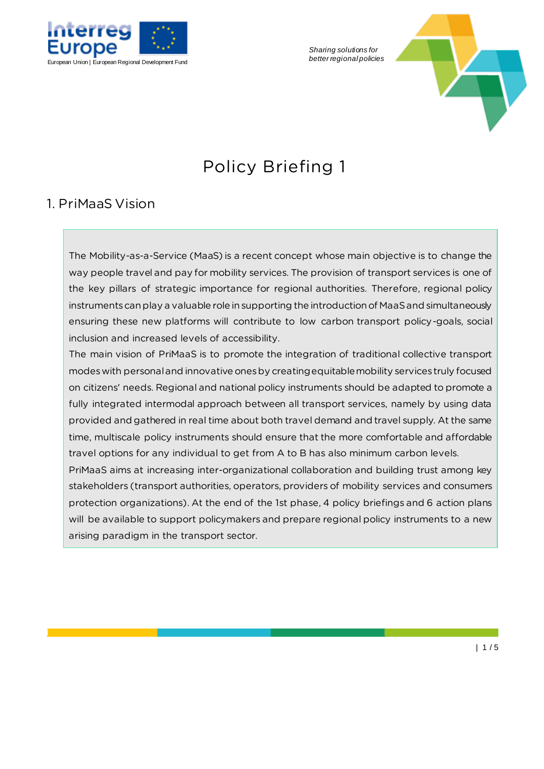Sharing solutions for better regional policies

# Policy Briefing 1

## 1. PriMaaS Vision

The Mobility-as-a-Service (MaaS) is a recent concept whose main objective is to change the way people travel and pay for mobility services. The provision of transport services is one of the key pillars of strategic importance for regional authorities. Therefore, regional policy instruments can play a valuable role in supporting the introduction of MaaS and simultaneously ensuring these new platforms will contribute to low carbon transport policy-goals, social inclusion and increased levels of accessibility.

The main vision of PriMaaS is to promote the integration of traditional collective transport modes with personal and innovative ones by creating equitable mobility services truly focused on citizens' needs. Regional and national policy instruments should be adapted to promote a fully integrated intermodal approach between all transport services, namely by using data provided and gathered in real time about both travel demand and travel supply. At the same time, multiscale policy instruments should ensure that the more comfortable and affordable travel options for any individual to get from A to B has also minimum carbon levels.

PriMaaS aims at increasing inter-organizational collaboration and building trust among key stakeholders (transport authorities, operators, providers of mobility services and consumers protection organizations). At the end of the 1st phase, 4 policy briefings and 6 action plans will be available to support policymakers and prepare regional policy instruments to a new arising paradigm in the transport sector.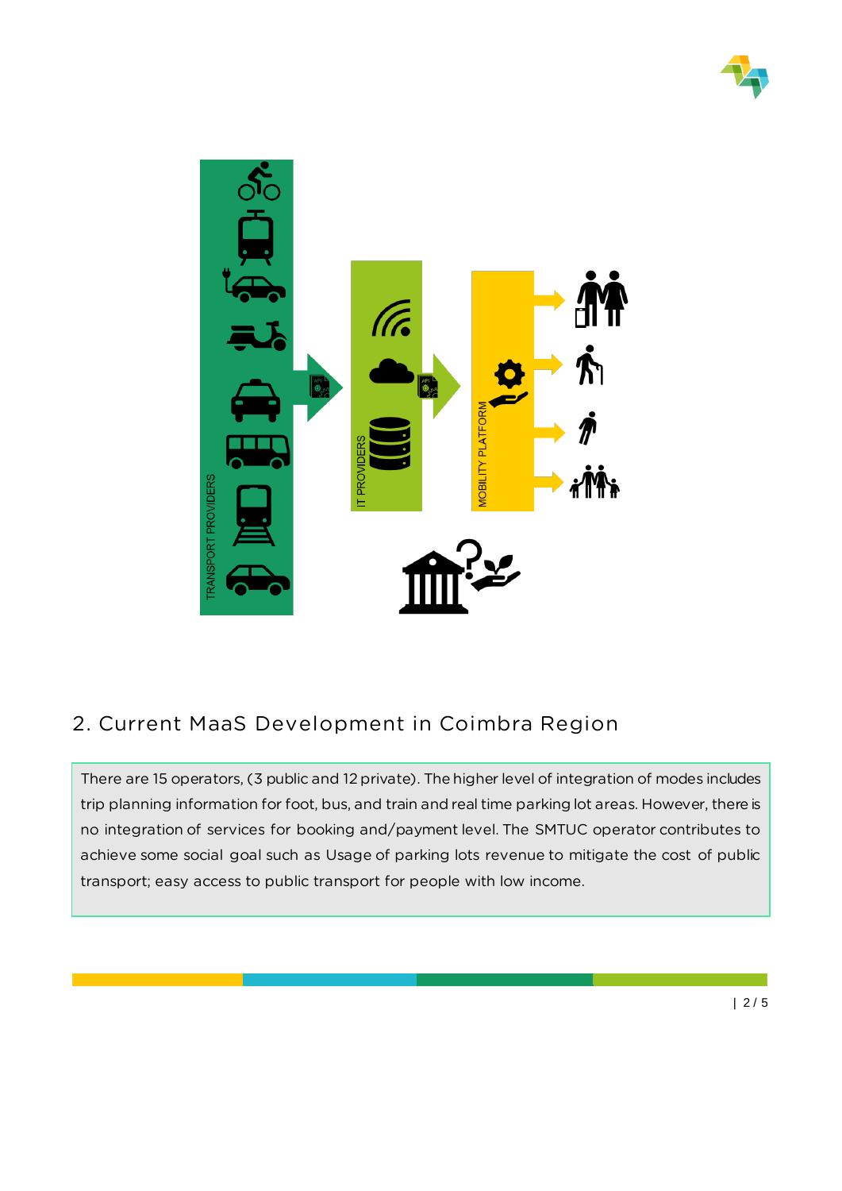TRANSPORT PROVIDERS

IT PROVIDERS

MOBILITY PLATFORM

## 2. Current MaaS Development in Coimbra Region

There are 15 operators, (3 public and 12 private). The higher level of integration of modes includes trip planning information for foot, bus, and train and real time parking lot areas. However, there is no integration of services for booking and/payment level. The SMTUC operator contributes to achieve some social goal such as Usage of parking lots revenue to mitigate the cost of public transport; easy access to public transport for people with low income.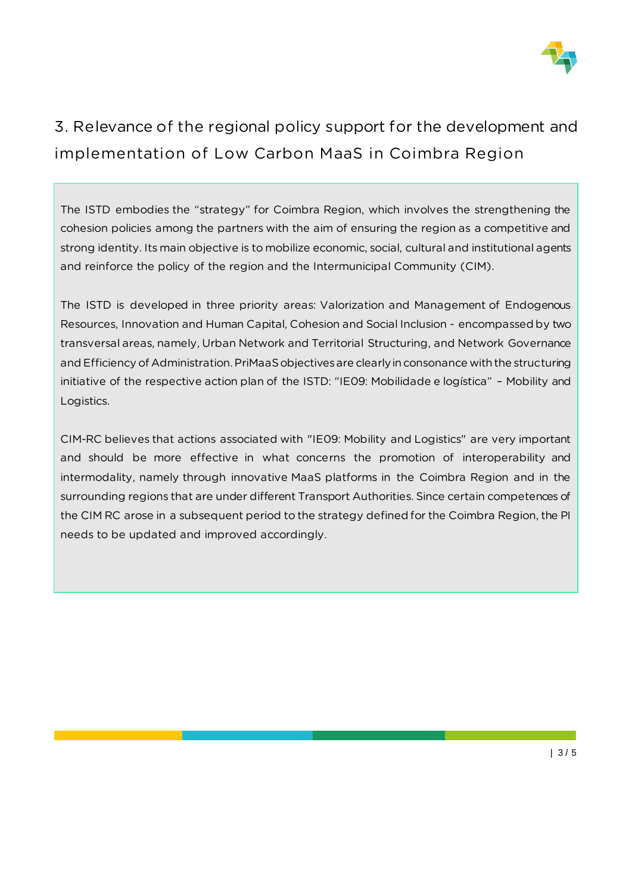## 3. Relevance of the regional policy support for the development and implementation of Low Carbon MaaS in Coimbra Region

The ISTD embodies the “strategy” for Coimbra Region, which involves the strengthening the cohesion policies among the partners with the aim of ensuring the region as a competitive and strong identity. Its main objective is to mobilize economic, social, cultural and institutional agents and reinforce the policy of the region and the Intermunicipal Community (CIM).

The ISTD is developed in three priority areas: Valorization and Management of Endogenous Resources, Innovation and Human Capital, Cohesion and Social Inclusion - encompassed by two transversal areas, namely, Urban Network and Territorial Structuring, and Network Governance and Efficiency of Administration. PriMaaS objectives are clearly in consonance with the structuring initiative of the respective action plan of the ISTD: “IE09: Mobilidade e logística” – Mobility and Logistics.

CIM-RC believes that actions associated with "IE09: Mobility and Logistics" are very important and should be more effective in what concerns the promotion of interoperability and intermodality, namely through innovative MaaS platforms in the Coimbra Region and in the surrounding regions that are under different Transport Authorities. Since certain competences of the CIM RC arose in a subsequent period to the strategy defined for the Coimbra Region, the PI needs to be updated and improved accordingly.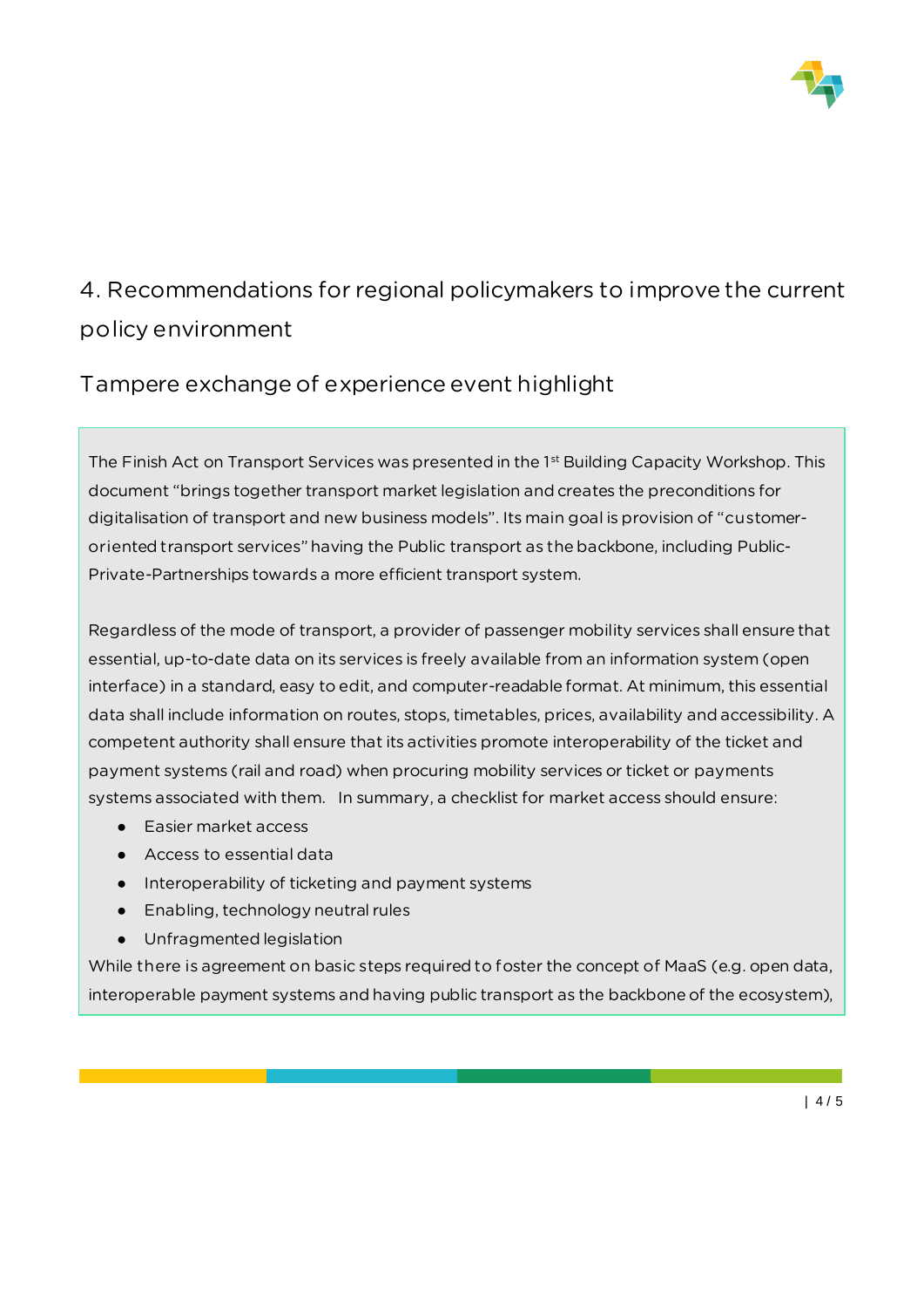## 4. Recommendations for regional policymakers to improve the current policy environment

### Tampere exchange of experience event highlight

The Finish Act on Transport Services was presented in the 1st Building Capacity Workshop. This document "brings together transport market legislation and creates the preconditions for digitalisation of transport and new business models". Its main goal is provision of "customer-oriented transport services" having the Public transport as the backbone, including Public-Private-Partnerships towards a more efficient transport system.

Regardless of the mode of transport, a provider of passenger mobility services shall ensure that essential, up-to-date data on its services is freely available from an information system (open interface) in a standard, easy to edit, and computer-readable format. At minimum, this essential data shall include information on routes, stops, timetables, prices, availability and accessibility. A competent authority shall ensure that its activities promote interoperability of the ticket and payment systems (rail and road) when procuring mobility services or ticket or payments systems associated with them. In summary, a checklist for market access should ensure:

- Easier market access
- Access to essential data
- Interoperability of ticketing and payment systems
- Enabling, technology neutral rules
- Unfragmented legislation

While there is agreement on basic steps required to foster the concept of MaaS (e.g. open data, interoperable payment systems and having public transport as the backbone of the ecosystem),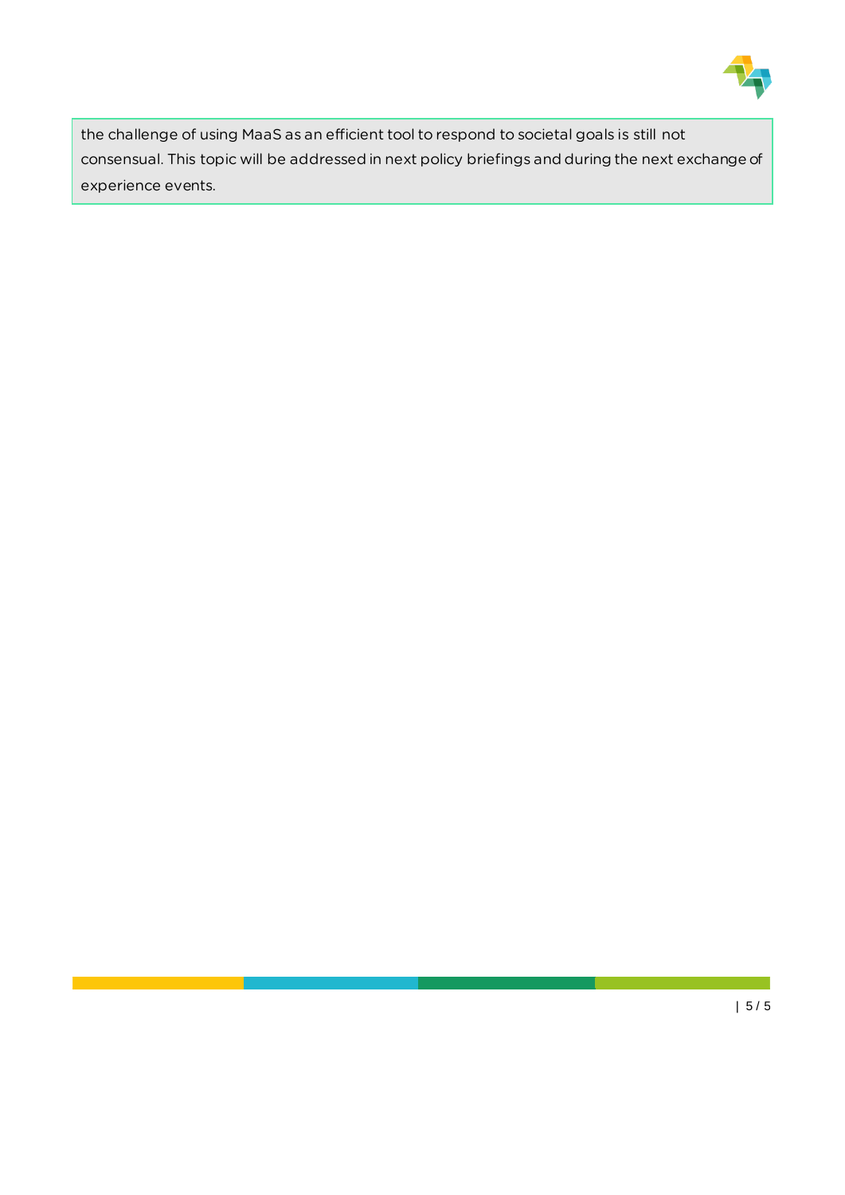the challenge of using MaaS as an efficient tool to respond to societal goals is still not consensual. This topic will be addressed in next policy briefings and during the next exchange of experience events.